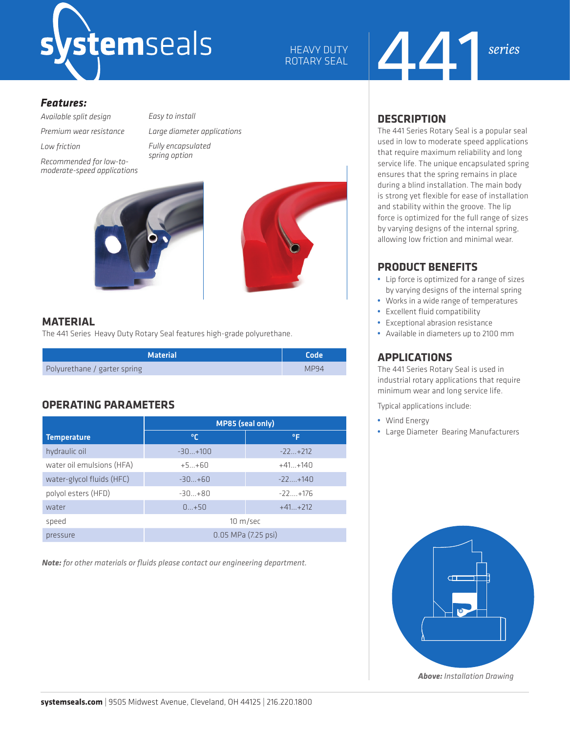# systemseals

HEAVY DUTY ROTARY SEAL

# 441 *series*

***Features:***

- *Available split design*
- *Premium wear resistance*
- *Low friction*
- *Recommended for low-to-moderate-speed applications*
- *Easy to install*
- *Large diameter applications*
- *Fully encapsulated spring option*

## MATERIAL

The 441 Series Heavy Duty Rotary Seal features high-grade polyurethane.

| Material | Code |
|---|---|
| Polyurethane / garter spring | MP94 |

## OPERATING PARAMETERS

| | MP85 (seal only) | |
|---|---|---|
| **Temperature** | **°C** | **°F** |
| hydraulic oil | -30...+100 | -22...+212 |
| water oil emulsions (HFA) | +5...+60 | +41...+140 |
| water-glycol fluids (HFC) | -30...+60 | -22....+140 |
| polyol esters (HFD) | -30...+80 | -22....+176 |
| water | 0...+50 | +41...+212 |
| speed | 10 m/sec | |
| pressure | 0.05 MPa (7.25 psi) | |

***Note:*** *for other materials or fluids please contact our engineering department.*

## DESCRIPTION

The 441 Series Rotary Seal is a popular seal used in low to moderate speed applications that require maximum reliability and long service life. The unique encapsulated spring ensures that the spring remains in place during a blind installation. The main body is strong yet flexible for ease of installation and stability within the groove. The lip force is optimized for the full range of sizes by varying designs of the internal spring, allowing low friction and minimal wear.

## PRODUCT BENEFITS

- Lip force is optimized for a range of sizes by varying designs of the internal spring
- Works in a wide range of temperatures
- Excellent fluid compatibility
- Exceptional abrasion resistance
- Available in diameters up to 2100 mm

## APPLICATIONS

The 441 Series Rotary Seal is used in industrial rotary applications that require minimum wear and long service life.

Typical applications include:

- Wind Energy
- Large Diameter Bearing Manufacturers

***Above:*** *Installation Drawing*

**systemseals.com** | 9505 Midwest Avenue, Cleveland, OH 44125 | 216.220.1800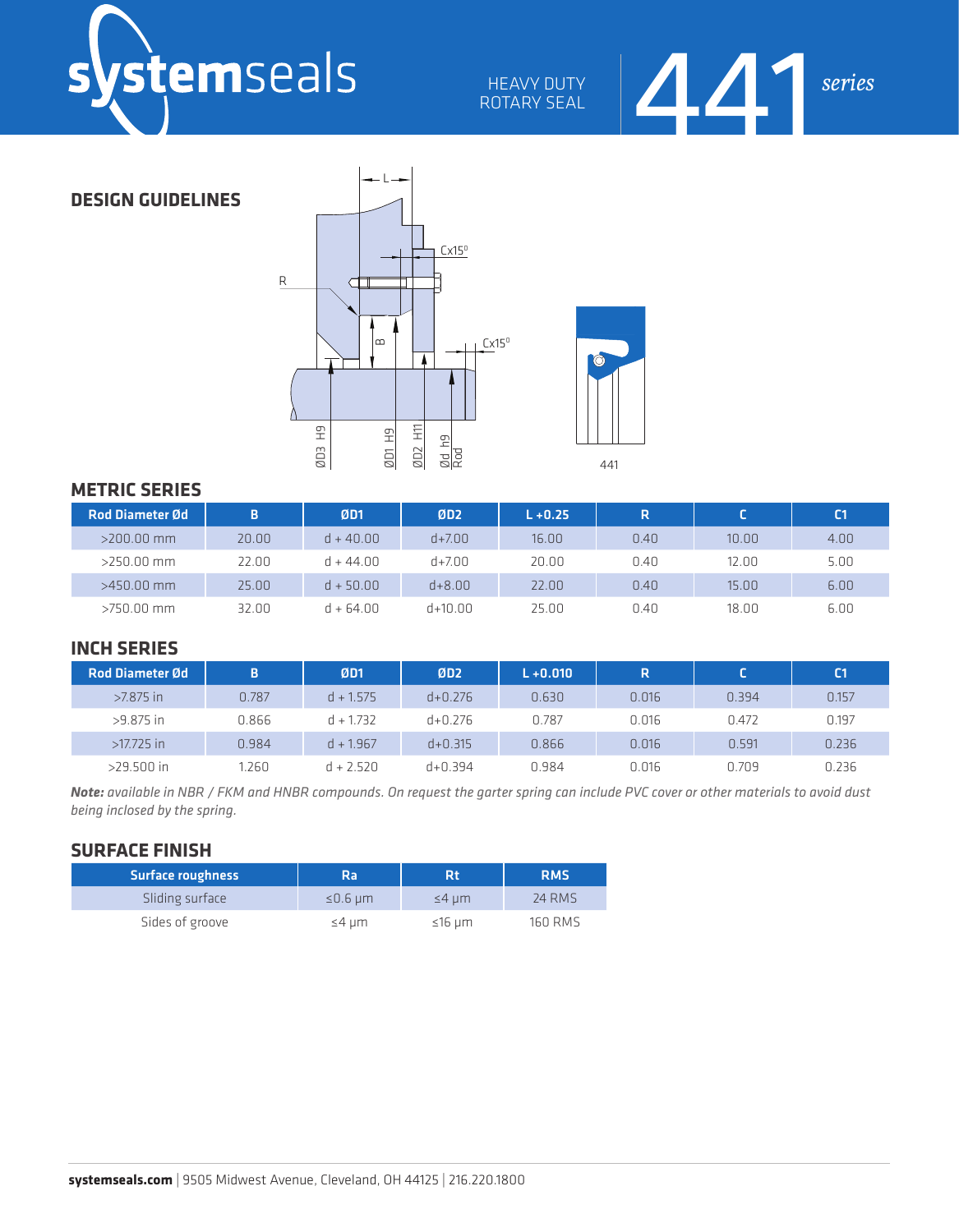# systemseals

HEAVY DUTY ROTARY SEAL

441 series

## DESIGN GUIDELINES

L

Cx15⁰

R

B

Cx15⁰

ØD3 H9

ØD1 H9

ØD2 H11

Ød h9 Rod

441

## METRIC SERIES

| Rod Diameter Ød | B | ØD1 | ØD2 | L +0.25 | R | C | C1 |
|---|---|---|---|---|---|---|---|
| >200.00 mm | 20.00 | d + 40.00 | d+7.00 | 16.00 | 0.40 | 10.00 | 4.00 |
| >250.00 mm | 22.00 | d + 44.00 | d+7.00 | 20.00 | 0.40 | 12.00 | 5.00 |
| >450.00 mm | 25.00 | d + 50.00 | d+8.00 | 22.00 | 0.40 | 15.00 | 6.00 |
| >750.00 mm | 32.00 | d + 64.00 | d+10.00 | 25.00 | 0.40 | 18.00 | 6.00 |

## INCH SERIES

| Rod Diameter Ød | B | ØD1 | ØD2 | L +0.010 | R | C | C1 |
|---|---|---|---|---|---|---|---|
| >7.875 in | 0.787 | d + 1.575 | d+0.276 | 0.630 | 0.016 | 0.394 | 0.157 |
| >9.875 in | 0.866 | d + 1.732 | d+0.276 | 0.787 | 0.016 | 0.472 | 0.197 |
| >17.725 in | 0.984 | d + 1.967 | d+0.315 | 0.866 | 0.016 | 0.591 | 0.236 |
| >29.500 in | 1.260 | d + 2.520 | d+0.394 | 0.984 | 0.016 | 0.709 | 0.236 |

***Note:*** *available in NBR / FKM and HNBR compounds. On request the garter spring can include PVC cover or other materials to avoid dust being inclosed by the spring.*

## SURFACE FINISH

| Surface roughness | Ra | Rt | RMS |
|---|---|---|---|
| Sliding surface | ≤0.6 µm | ≤4 µm | 24 RMS |
| Sides of groove | ≤4 µm | ≤16 µm | 160 RMS |

**systemseals.com** | 9505 Midwest Avenue, Cleveland, OH 44125 | 216.220.1800